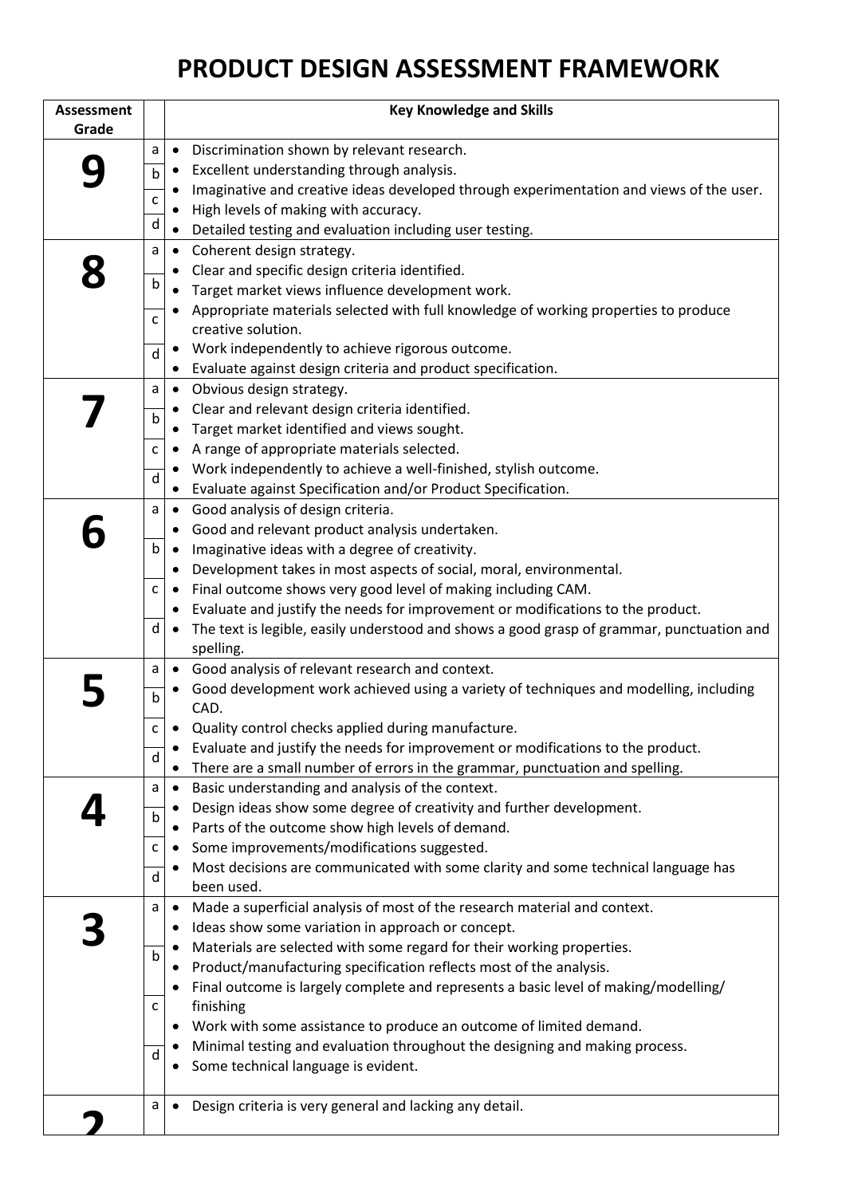# PRODUCT DESIGN ASSESSMENT FRAMEWORK

| Assessment Grade | | Key Knowledge and Skills |
|---|---|---|
| **9** | a<br>b<br>c<br>d | • Discrimination shown by relevant research.<br>• Excellent understanding through analysis.<br>• Imaginative and creative ideas developed through experimentation and views of the user.<br>• High levels of making with accuracy.<br>• Detailed testing and evaluation including user testing. |
| **8** | a<br>b<br>c<br>d | • Coherent design strategy.<br>• Clear and specific design criteria identified.<br>• Target market views influence development work.<br>• Appropriate materials selected with full knowledge of working properties to produce creative solution.<br>• Work independently to achieve rigorous outcome.<br>• Evaluate against design criteria and product specification. |
| **7** | a<br>b<br>c<br>d | • Obvious design strategy.<br>• Clear and relevant design criteria identified.<br>• Target market identified and views sought.<br>• A range of appropriate materials selected.<br>• Work independently to achieve a well-finished, stylish outcome.<br>• Evaluate against Specification and/or Product Specification. |
| **6** | a<br>b<br>c<br>d | • Good analysis of design criteria.<br>• Good and relevant product analysis undertaken.<br>• Imaginative ideas with a degree of creativity.<br>• Development takes in most aspects of social, moral, environmental.<br>• Final outcome shows very good level of making including CAM.<br>• Evaluate and justify the needs for improvement or modifications to the product.<br>• The text is legible, easily understood and shows a good grasp of grammar, punctuation and spelling. |
| **5** | a<br>b<br>c<br>d | • Good analysis of relevant research and context.<br>• Good development work achieved using a variety of techniques and modelling, including CAD.<br>• Quality control checks applied during manufacture.<br>• Evaluate and justify the needs for improvement or modifications to the product.<br>• There are a small number of errors in the grammar, punctuation and spelling. |
| **4** | a<br>b<br>c<br>d | • Basic understanding and analysis of the context.<br>• Design ideas show some degree of creativity and further development.<br>• Parts of the outcome show high levels of demand.<br>• Some improvements/modifications suggested.<br>• Most decisions are communicated with some clarity and some technical language has been used. |
| **3** | a<br>b<br>c<br>d | • Made a superficial analysis of most of the research material and context.<br>• Ideas show some variation in approach or concept.<br>• Materials are selected with some regard for their working properties.<br>• Product/manufacturing specification reflects most of the analysis.<br>• Final outcome is largely complete and represents a basic level of making/modelling/ finishing<br>• Work with some assistance to produce an outcome of limited demand.<br>• Minimal testing and evaluation throughout the designing and making process.<br>• Some technical language is evident. |
| **2** | a | • Design criteria is very general and lacking any detail. |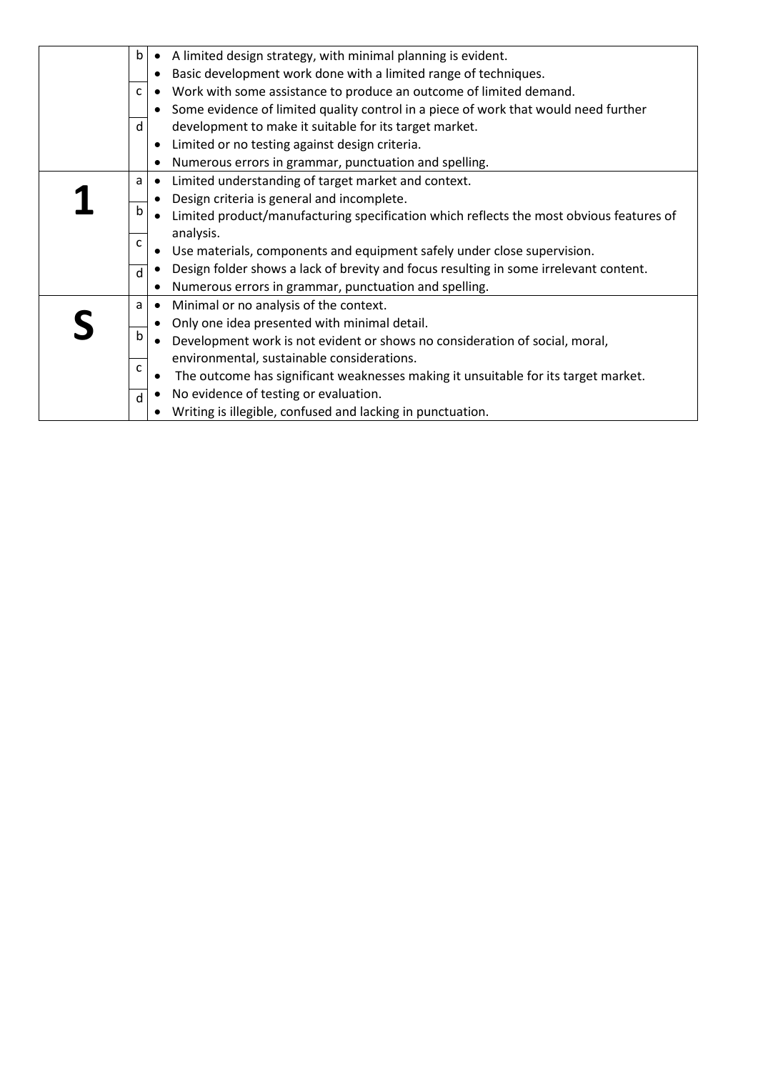| | | |
|---|---|---|
| | b<br>c<br>d | • A limited design strategy, with minimal planning is evident.<br>• Basic development work done with a limited range of techniques.<br>• Work with some assistance to produce an outcome of limited demand.<br>• Some evidence of limited quality control in a piece of work that would need further development to make it suitable for its target market.<br>• Limited or no testing against design criteria.<br>• Numerous errors in grammar, punctuation and spelling. |
| **1** | a<br>b<br>c<br>d | • Limited understanding of target market and context.<br>• Design criteria is general and incomplete.<br>• Limited product/manufacturing specification which reflects the most obvious features of analysis.<br>• Use materials, components and equipment safely under close supervision.<br>• Design folder shows a lack of brevity and focus resulting in some irrelevant content.<br>• Numerous errors in grammar, punctuation and spelling. |
| **S** | a<br>b<br>c<br>d | • Minimal or no analysis of the context.<br>• Only one idea presented with minimal detail.<br>• Development work is not evident or shows no consideration of social, moral, environmental, sustainable considerations.<br>• The outcome has significant weaknesses making it unsuitable for its target market.<br>• No evidence of testing or evaluation.<br>• Writing is illegible, confused and lacking in punctuation. |